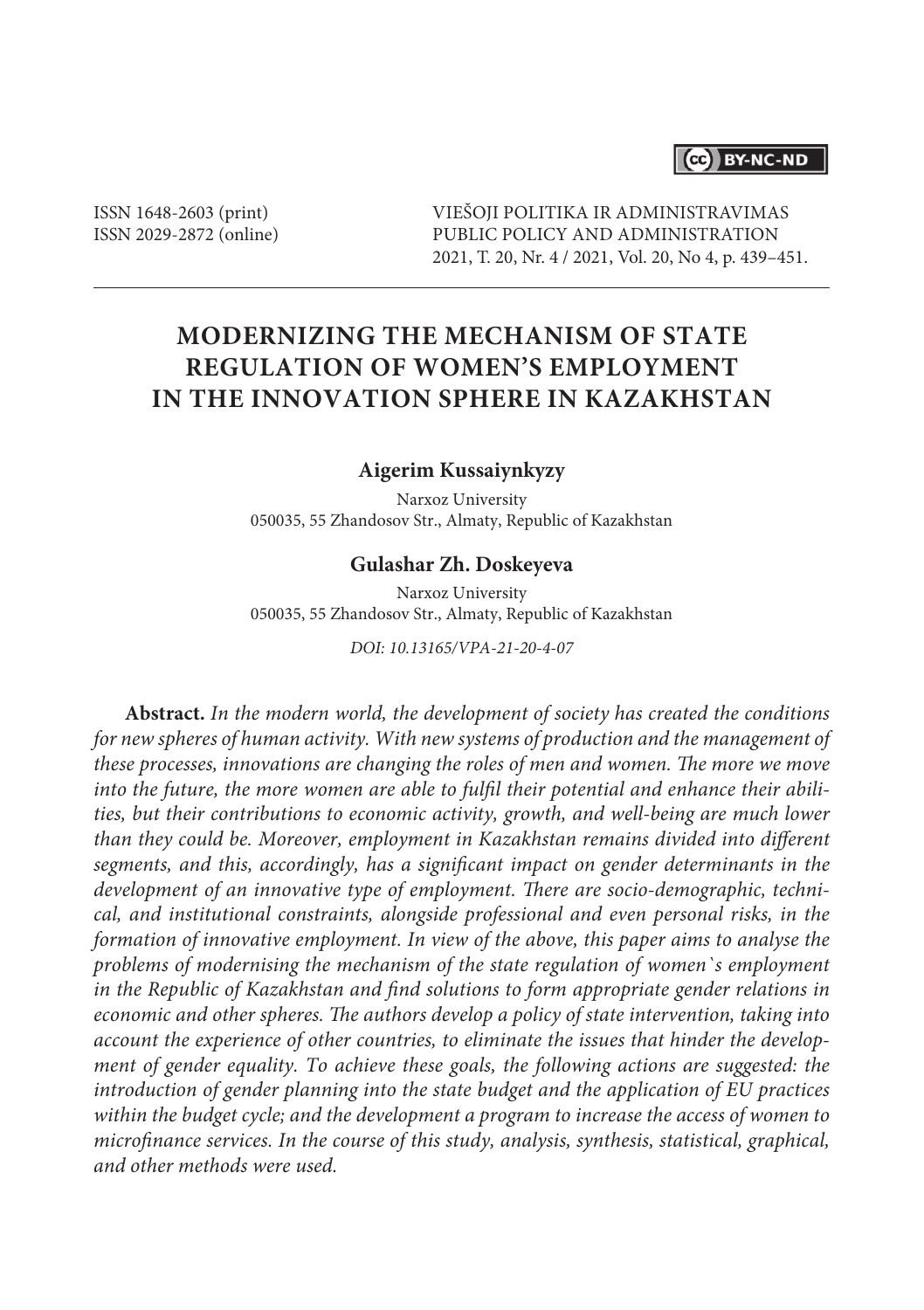ISSN 1648-2603 (print)
ISSN 2029-2872 (online)

VIEŠOJI POLITIKA IR ADMINISTRAVIMAS
PUBLIC POLICY AND ADMINISTRATION
2021, T. 20, Nr. 4 / 2021, Vol. 20, No 4, p. 439–451.

# MODERNIZING THE MECHANISM OF STATE REGULATION OF WOMEN'S EMPLOYMENT IN THE INNOVATION SPHERE IN KAZAKHSTAN

**Aigerim Kussaiynkyzy**

Narxoz University
050035, 55 Zhandosov Str., Almaty, Republic of Kazakhstan

**Gulashar Zh. Doskeyeva**

Narxoz University
050035, 55 Zhandosov Str., Almaty, Republic of Kazakhstan

*DOI: 10.13165/VPA-21-20-4-07*

**Abstract.** *In the modern world, the development of society has created the conditions for new spheres of human activity. With new systems of production and the management of these processes, innovations are changing the roles of men and women. The more we move into the future, the more women are able to fulfil their potential and enhance their abilities, but their contributions to economic activity, growth, and well-being are much lower than they could be. Moreover, employment in Kazakhstan remains divided into different segments, and this, accordingly, has a significant impact on gender determinants in the development of an innovative type of employment. There are socio-demographic, technical, and institutional constraints, alongside professional and even personal risks, in the formation of innovative employment. In view of the above, this paper aims to analyse the problems of modernising the mechanism of the state regulation of women`s employment in the Republic of Kazakhstan and find solutions to form appropriate gender relations in economic and other spheres. The authors develop a policy of state intervention, taking into account the experience of other countries, to eliminate the issues that hinder the development of gender equality. To achieve these goals, the following actions are suggested: the introduction of gender planning into the state budget and the application of EU practices within the budget cycle; and the development a program to increase the access of women to microfinance services. In the course of this study, analysis, synthesis, statistical, graphical, and other methods were used.*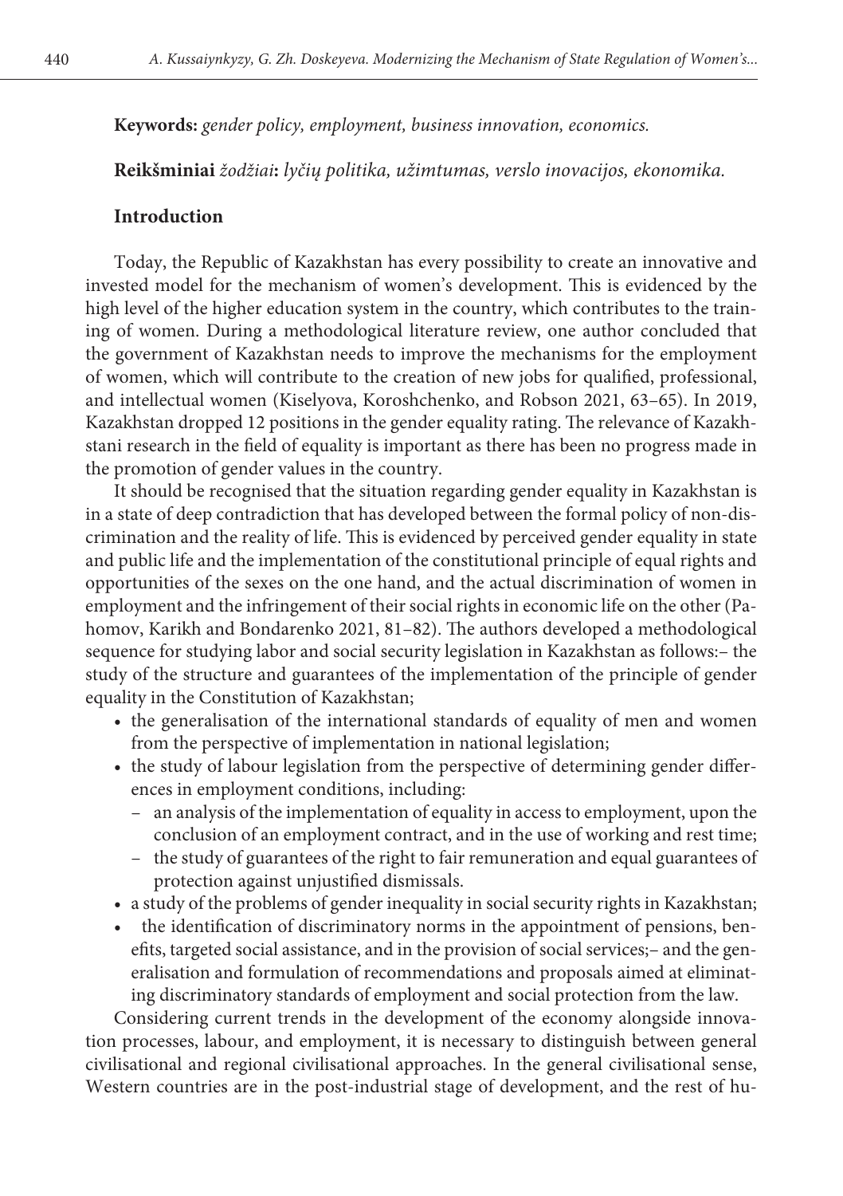**Keywords:** *gender policy, employment, business innovation, economics.*

**Reikšminiai** *žodžiai***:** *lyčių politika, užimtumas, verslo inovacijos, ekonomika.*

## Introduction

Today, the Republic of Kazakhstan has every possibility to create an innovative and invested model for the mechanism of women's development. This is evidenced by the high level of the higher education system in the country, which contributes to the training of women. During a methodological literature review, one author concluded that the government of Kazakhstan needs to improve the mechanisms for the employment of women, which will contribute to the creation of new jobs for qualified, professional, and intellectual women (Kiselyova, Koroshchenko, and Robson 2021, 63–65). In 2019, Kazakhstan dropped 12 positions in the gender equality rating. The relevance of Kazakhstani research in the field of equality is important as there has been no progress made in the promotion of gender values in the country.

It should be recognised that the situation regarding gender equality in Kazakhstan is in a state of deep contradiction that has developed between the formal policy of non-discrimination and the reality of life. This is evidenced by perceived gender equality in state and public life and the implementation of the constitutional principle of equal rights and opportunities of the sexes on the one hand, and the actual discrimination of women in employment and the infringement of their social rights in economic life on the other (Pahomov, Karikh and Bondarenko 2021, 81–82). The authors developed a methodological sequence for studying labor and social security legislation in Kazakhstan as follows:– the study of the structure and guarantees of the implementation of the principle of gender equality in the Constitution of Kazakhstan;

- the generalisation of the international standards of equality of men and women from the perspective of implementation in national legislation;
- the study of labour legislation from the perspective of determining gender differences in employment conditions, including:
  - an analysis of the implementation of equality in access to employment, upon the conclusion of an employment contract, and in the use of working and rest time;
  - the study of guarantees of the right to fair remuneration and equal guarantees of protection against unjustified dismissals.
- a study of the problems of gender inequality in social security rights in Kazakhstan;
- the identification of discriminatory norms in the appointment of pensions, benefits, targeted social assistance, and in the provision of social services;– and the generalisation and formulation of recommendations and proposals aimed at eliminating discriminatory standards of employment and social protection from the law.

Considering current trends in the development of the economy alongside innovation processes, labour, and employment, it is necessary to distinguish between general civilisational and regional civilisational approaches. In the general civilisational sense, Western countries are in the post-industrial stage of development, and the rest of hu-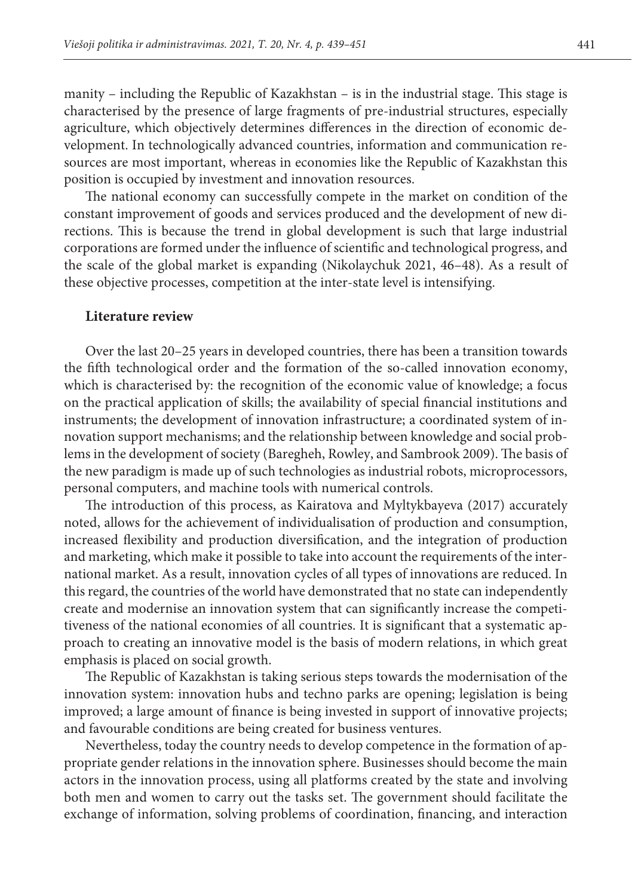manity – including the Republic of Kazakhstan – is in the industrial stage. This stage is characterised by the presence of large fragments of pre-industrial structures, especially agriculture, which objectively determines differences in the direction of economic development. In technologically advanced countries, information and communication resources are most important, whereas in economies like the Republic of Kazakhstan this position is occupied by investment and innovation resources.

The national economy can successfully compete in the market on condition of the constant improvement of goods and services produced and the development of new directions. This is because the trend in global development is such that large industrial corporations are formed under the influence of scientific and technological progress, and the scale of the global market is expanding (Nikolaychuk 2021, 46–48). As a result of these objective processes, competition at the inter-state level is intensifying.

## Literature review

Over the last 20–25 years in developed countries, there has been a transition towards the fifth technological order and the formation of the so-called innovation economy, which is characterised by: the recognition of the economic value of knowledge; a focus on the practical application of skills; the availability of special financial institutions and instruments; the development of innovation infrastructure; a coordinated system of innovation support mechanisms; and the relationship between knowledge and social problems in the development of society (Baregheh, Rowley, and Sambrook 2009). The basis of the new paradigm is made up of such technologies as industrial robots, microprocessors, personal computers, and machine tools with numerical controls.

The introduction of this process, as Kairatova and Myltykbayeva (2017) accurately noted, allows for the achievement of individualisation of production and consumption, increased flexibility and production diversification, and the integration of production and marketing, which make it possible to take into account the requirements of the international market. As a result, innovation cycles of all types of innovations are reduced. In this regard, the countries of the world have demonstrated that no state can independently create and modernise an innovation system that can significantly increase the competitiveness of the national economies of all countries. It is significant that a systematic approach to creating an innovative model is the basis of modern relations, in which great emphasis is placed on social growth.

The Republic of Kazakhstan is taking serious steps towards the modernisation of the innovation system: innovation hubs and techno parks are opening; legislation is being improved; a large amount of finance is being invested in support of innovative projects; and favourable conditions are being created for business ventures.

Nevertheless, today the country needs to develop competence in the formation of appropriate gender relations in the innovation sphere. Businesses should become the main actors in the innovation process, using all platforms created by the state and involving both men and women to carry out the tasks set. The government should facilitate the exchange of information, solving problems of coordination, financing, and interaction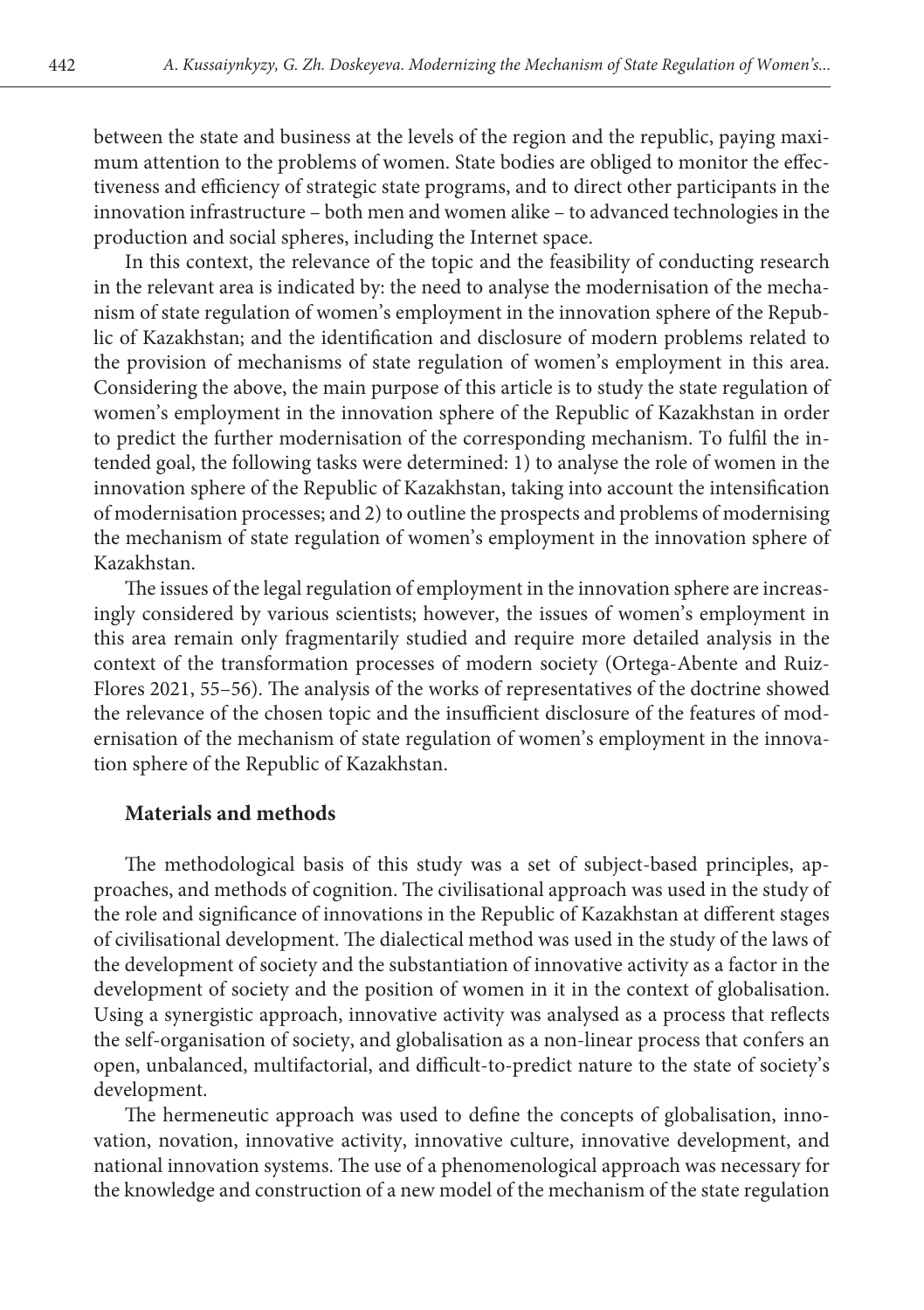between the state and business at the levels of the region and the republic, paying maximum attention to the problems of women. State bodies are obliged to monitor the effectiveness and efficiency of strategic state programs, and to direct other participants in the innovation infrastructure – both men and women alike – to advanced technologies in the production and social spheres, including the Internet space.

In this context, the relevance of the topic and the feasibility of conducting research in the relevant area is indicated by: the need to analyse the modernisation of the mechanism of state regulation of women's employment in the innovation sphere of the Republic of Kazakhstan; and the identification and disclosure of modern problems related to the provision of mechanisms of state regulation of women's employment in this area. Considering the above, the main purpose of this article is to study the state regulation of women's employment in the innovation sphere of the Republic of Kazakhstan in order to predict the further modernisation of the corresponding mechanism. To fulfil the intended goal, the following tasks were determined: 1) to analyse the role of women in the innovation sphere of the Republic of Kazakhstan, taking into account the intensification of modernisation processes; and 2) to outline the prospects and problems of modernising the mechanism of state regulation of women's employment in the innovation sphere of Kazakhstan.

The issues of the legal regulation of employment in the innovation sphere are increasingly considered by various scientists; however, the issues of women's employment in this area remain only fragmentarily studied and require more detailed analysis in the context of the transformation processes of modern society (Ortega-Abente and Ruiz-Flores 2021, 55–56). The analysis of the works of representatives of the doctrine showed the relevance of the chosen topic and the insufficient disclosure of the features of modernisation of the mechanism of state regulation of women's employment in the innovation sphere of the Republic of Kazakhstan.

## Materials and methods

The methodological basis of this study was a set of subject-based principles, approaches, and methods of cognition. The civilisational approach was used in the study of the role and significance of innovations in the Republic of Kazakhstan at different stages of civilisational development. The dialectical method was used in the study of the laws of the development of society and the substantiation of innovative activity as a factor in the development of society and the position of women in it in the context of globalisation. Using a synergistic approach, innovative activity was analysed as a process that reflects the self-organisation of society, and globalisation as a non-linear process that confers an open, unbalanced, multifactorial, and difficult-to-predict nature to the state of society's development.

The hermeneutic approach was used to define the concepts of globalisation, innovation, novation, innovative activity, innovative culture, innovative development, and national innovation systems. The use of a phenomenological approach was necessary for the knowledge and construction of a new model of the mechanism of the state regulation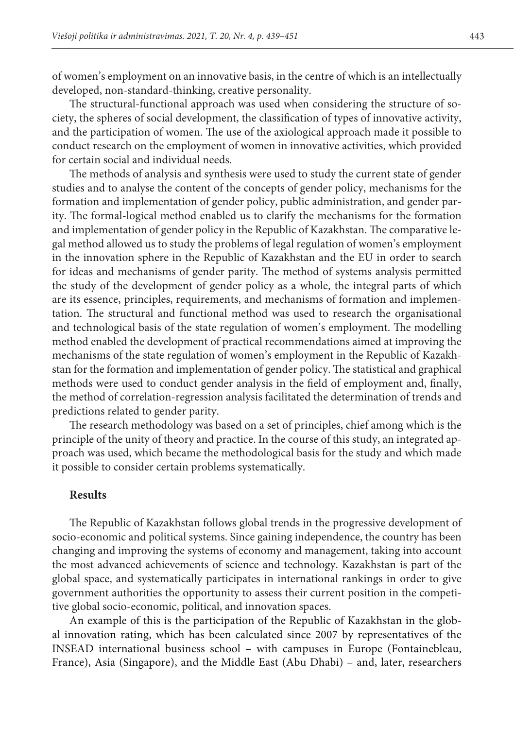of women's employment on an innovative basis, in the centre of which is an intellectually developed, non-standard-thinking, creative personality.

The structural-functional approach was used when considering the structure of society, the spheres of social development, the classification of types of innovative activity, and the participation of women. The use of the axiological approach made it possible to conduct research on the employment of women in innovative activities, which provided for certain social and individual needs.

The methods of analysis and synthesis were used to study the current state of gender studies and to analyse the content of the concepts of gender policy, mechanisms for the formation and implementation of gender policy, public administration, and gender parity. The formal-logical method enabled us to clarify the mechanisms for the formation and implementation of gender policy in the Republic of Kazakhstan. The comparative legal method allowed us to study the problems of legal regulation of women's employment in the innovation sphere in the Republic of Kazakhstan and the EU in order to search for ideas and mechanisms of gender parity. The method of systems analysis permitted the study of the development of gender policy as a whole, the integral parts of which are its essence, principles, requirements, and mechanisms of formation and implementation. The structural and functional method was used to research the organisational and technological basis of the state regulation of women's employment. The modelling method enabled the development of practical recommendations aimed at improving the mechanisms of the state regulation of women's employment in the Republic of Kazakhstan for the formation and implementation of gender policy. The statistical and graphical methods were used to conduct gender analysis in the field of employment and, finally, the method of correlation-regression analysis facilitated the determination of trends and predictions related to gender parity.

The research methodology was based on a set of principles, chief among which is the principle of the unity of theory and practice. In the course of this study, an integrated approach was used, which became the methodological basis for the study and which made it possible to consider certain problems systematically.

## Results

The Republic of Kazakhstan follows global trends in the progressive development of socio-economic and political systems. Since gaining independence, the country has been changing and improving the systems of economy and management, taking into account the most advanced achievements of science and technology. Kazakhstan is part of the global space, and systematically participates in international rankings in order to give government authorities the opportunity to assess their current position in the competitive global socio-economic, political, and innovation spaces.

An example of this is the participation of the Republic of Kazakhstan in the global innovation rating, which has been calculated since 2007 by representatives of the INSEAD international business school – with campuses in Europe (Fontainebleau, France), Asia (Singapore), and the Middle East (Abu Dhabi) – and, later, researchers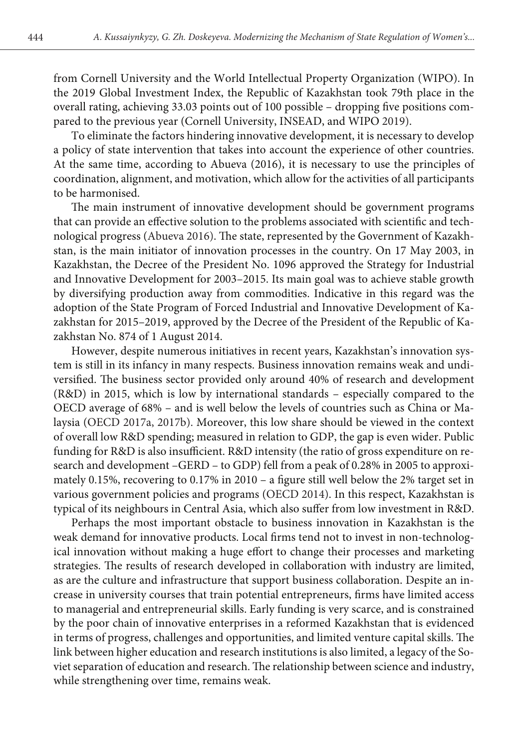from Cornell University and the World Intellectual Property Organization (WIPO). In the 2019 Global Investment Index, the Republic of Kazakhstan took 79th place in the overall rating, achieving 33.03 points out of 100 possible – dropping five positions compared to the previous year (Cornell University, INSEAD, and WIPO 2019).

To eliminate the factors hindering innovative development, it is necessary to develop a policy of state intervention that takes into account the experience of other countries. At the same time, according to Abueva (2016), it is necessary to use the principles of coordination, alignment, and motivation, which allow for the activities of all participants to be harmonised.

The main instrument of innovative development should be government programs that can provide an effective solution to the problems associated with scientific and technological progress (Abueva 2016). The state, represented by the Government of Kazakhstan, is the main initiator of innovation processes in the country. On 17 May 2003, in Kazakhstan, the Decree of the President No. 1096 approved the Strategy for Industrial and Innovative Development for 2003–2015. Its main goal was to achieve stable growth by diversifying production away from commodities. Indicative in this regard was the adoption of the State Program of Forced Industrial and Innovative Development of Kazakhstan for 2015–2019, approved by the Decree of the President of the Republic of Kazakhstan No. 874 of 1 August 2014.

However, despite numerous initiatives in recent years, Kazakhstan's innovation system is still in its infancy in many respects. Business innovation remains weak and undiversified. The business sector provided only around 40% of research and development (R&D) in 2015, which is low by international standards – especially compared to the OECD average of 68% – and is well below the levels of countries such as China or Malaysia (OECD 2017a, 2017b). Moreover, this low share should be viewed in the context of overall low R&D spending; measured in relation to GDP, the gap is even wider. Public funding for R&D is also insufficient. R&D intensity (the ratio of gross expenditure on research and development –GERD – to GDP) fell from a peak of 0.28% in 2005 to approximately 0.15%, recovering to 0.17% in 2010 – a figure still well below the 2% target set in various government policies and programs (OECD 2014). In this respect, Kazakhstan is typical of its neighbours in Central Asia, which also suffer from low investment in R&D.

Perhaps the most important obstacle to business innovation in Kazakhstan is the weak demand for innovative products. Local firms tend not to invest in non-technological innovation without making a huge effort to change their processes and marketing strategies. The results of research developed in collaboration with industry are limited, as are the culture and infrastructure that support business collaboration. Despite an increase in university courses that train potential entrepreneurs, firms have limited access to managerial and entrepreneurial skills. Early funding is very scarce, and is constrained by the poor chain of innovative enterprises in a reformed Kazakhstan that is evidenced in terms of progress, challenges and opportunities, and limited venture capital skills. The link between higher education and research institutions is also limited, a legacy of the Soviet separation of education and research. The relationship between science and industry, while strengthening over time, remains weak.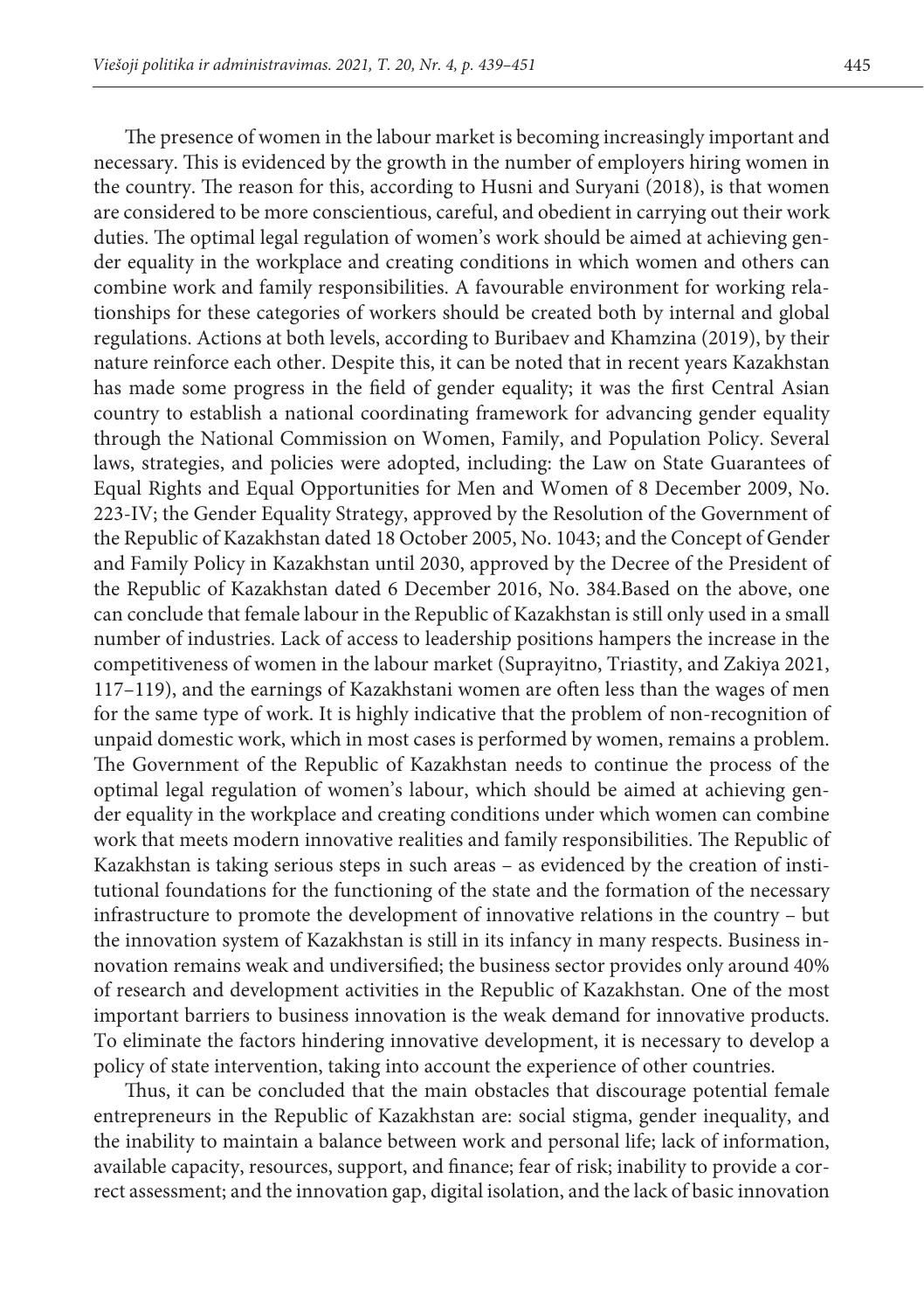The presence of women in the labour market is becoming increasingly important and necessary. This is evidenced by the growth in the number of employers hiring women in the country. The reason for this, according to Husni and Suryani (2018), is that women are considered to be more conscientious, careful, and obedient in carrying out their work duties. The optimal legal regulation of women's work should be aimed at achieving gender equality in the workplace and creating conditions in which women and others can combine work and family responsibilities. A favourable environment for working relationships for these categories of workers should be created both by internal and global regulations. Actions at both levels, according to Buribaev and Khamzina (2019), by their nature reinforce each other. Despite this, it can be noted that in recent years Kazakhstan has made some progress in the field of gender equality; it was the first Central Asian country to establish a national coordinating framework for advancing gender equality through the National Commission on Women, Family, and Population Policy. Several laws, strategies, and policies were adopted, including: the Law on State Guarantees of Equal Rights and Equal Opportunities for Men and Women of 8 December 2009, No. 223-IV; the Gender Equality Strategy, approved by the Resolution of the Government of the Republic of Kazakhstan dated 18 October 2005, No. 1043; and the Concept of Gender and Family Policy in Kazakhstan until 2030, approved by the Decree of the President of the Republic of Kazakhstan dated 6 December 2016, No. 384.Based on the above, one can conclude that female labour in the Republic of Kazakhstan is still only used in a small number of industries. Lack of access to leadership positions hampers the increase in the competitiveness of women in the labour market (Suprayitno, Triastity, and Zakiya 2021, 117–119), and the earnings of Kazakhstani women are often less than the wages of men for the same type of work. It is highly indicative that the problem of non-recognition of unpaid domestic work, which in most cases is performed by women, remains a problem. The Government of the Republic of Kazakhstan needs to continue the process of the optimal legal regulation of women's labour, which should be aimed at achieving gender equality in the workplace and creating conditions under which women can combine work that meets modern innovative realities and family responsibilities. The Republic of Kazakhstan is taking serious steps in such areas – as evidenced by the creation of institutional foundations for the functioning of the state and the formation of the necessary infrastructure to promote the development of innovative relations in the country – but the innovation system of Kazakhstan is still in its infancy in many respects. Business innovation remains weak and undiversified; the business sector provides only around 40% of research and development activities in the Republic of Kazakhstan. One of the most important barriers to business innovation is the weak demand for innovative products. To eliminate the factors hindering innovative development, it is necessary to develop a policy of state intervention, taking into account the experience of other countries.

Thus, it can be concluded that the main obstacles that discourage potential female entrepreneurs in the Republic of Kazakhstan are: social stigma, gender inequality, and the inability to maintain a balance between work and personal life; lack of information, available capacity, resources, support, and finance; fear of risk; inability to provide a correct assessment; and the innovation gap, digital isolation, and the lack of basic innovation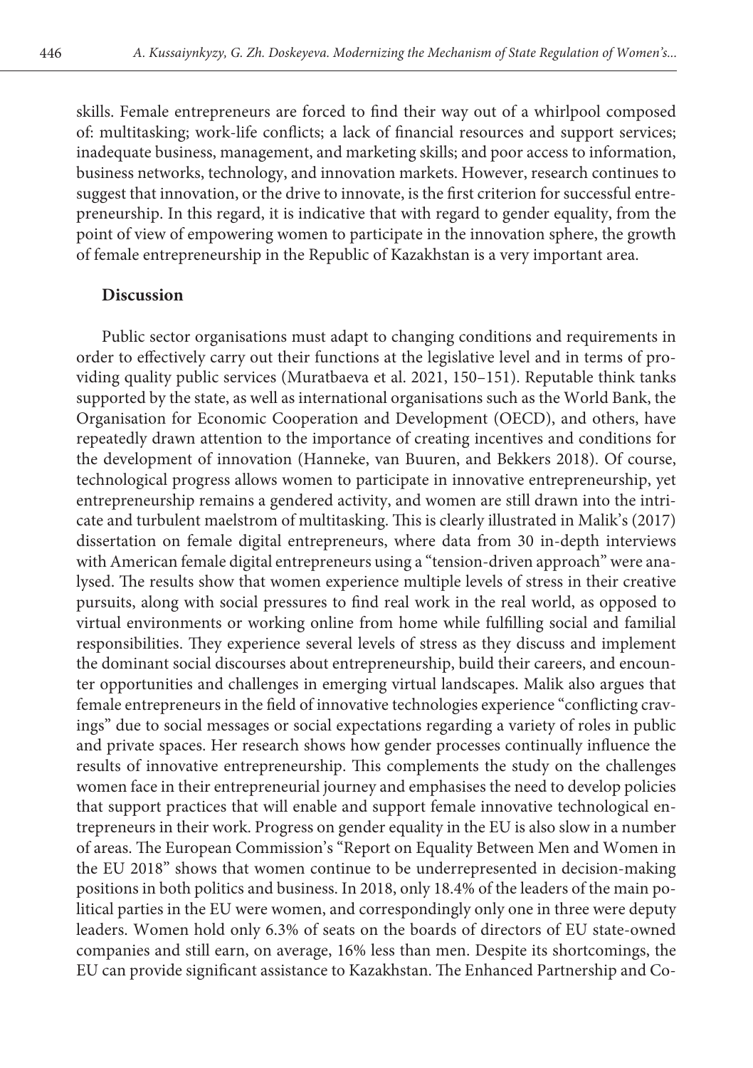skills. Female entrepreneurs are forced to find their way out of a whirlpool composed of: multitasking; work-life conflicts; a lack of financial resources and support services; inadequate business, management, and marketing skills; and poor access to information, business networks, technology, and innovation markets. However, research continues to suggest that innovation, or the drive to innovate, is the first criterion for successful entrepreneurship. In this regard, it is indicative that with regard to gender equality, from the point of view of empowering women to participate in the innovation sphere, the growth of female entrepreneurship in the Republic of Kazakhstan is a very important area.

## Discussion

Public sector organisations must adapt to changing conditions and requirements in order to effectively carry out their functions at the legislative level and in terms of providing quality public services (Muratbaeva et al. 2021, 150–151). Reputable think tanks supported by the state, as well as international organisations such as the World Bank, the Organisation for Economic Cooperation and Development (OECD), and others, have repeatedly drawn attention to the importance of creating incentives and conditions for the development of innovation (Hanneke, van Buuren, and Bekkers 2018). Of course, technological progress allows women to participate in innovative entrepreneurship, yet entrepreneurship remains a gendered activity, and women are still drawn into the intricate and turbulent maelstrom of multitasking. This is clearly illustrated in Malik's (2017) dissertation on female digital entrepreneurs, where data from 30 in-depth interviews with American female digital entrepreneurs using a "tension-driven approach" were analysed. The results show that women experience multiple levels of stress in their creative pursuits, along with social pressures to find real work in the real world, as opposed to virtual environments or working online from home while fulfilling social and familial responsibilities. They experience several levels of stress as they discuss and implement the dominant social discourses about entrepreneurship, build their careers, and encounter opportunities and challenges in emerging virtual landscapes. Malik also argues that female entrepreneurs in the field of innovative technologies experience "conflicting cravings" due to social messages or social expectations regarding a variety of roles in public and private spaces. Her research shows how gender processes continually influence the results of innovative entrepreneurship. This complements the study on the challenges women face in their entrepreneurial journey and emphasises the need to develop policies that support practices that will enable and support female innovative technological entrepreneurs in their work. Progress on gender equality in the EU is also slow in a number of areas. The European Commission's "Report on Equality Between Men and Women in the EU 2018" shows that women continue to be underrepresented in decision-making positions in both politics and business. In 2018, only 18.4% of the leaders of the main political parties in the EU were women, and correspondingly only one in three were deputy leaders. Women hold only 6.3% of seats on the boards of directors of EU state-owned companies and still earn, on average, 16% less than men. Despite its shortcomings, the EU can provide significant assistance to Kazakhstan. The Enhanced Partnership and Co-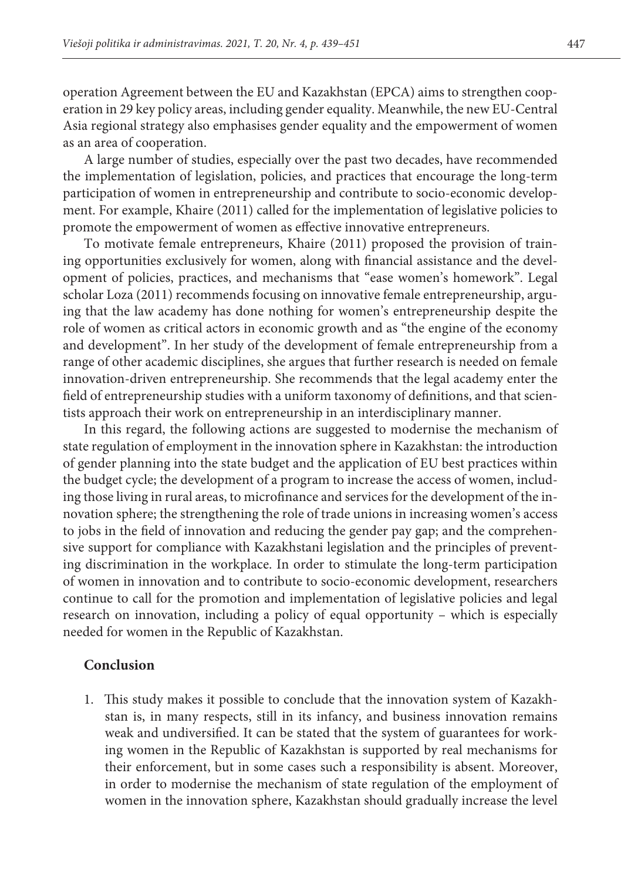operation Agreement between the EU and Kazakhstan (EPCA) aims to strengthen cooperation in 29 key policy areas, including gender equality. Meanwhile, the new EU-Central Asia regional strategy also emphasises gender equality and the empowerment of women as an area of cooperation.

A large number of studies, especially over the past two decades, have recommended the implementation of legislation, policies, and practices that encourage the long-term participation of women in entrepreneurship and contribute to socio-economic development. For example, Khaire (2011) called for the implementation of legislative policies to promote the empowerment of women as effective innovative entrepreneurs.

To motivate female entrepreneurs, Khaire (2011) proposed the provision of training opportunities exclusively for women, along with financial assistance and the development of policies, practices, and mechanisms that "ease women's homework". Legal scholar Loza (2011) recommends focusing on innovative female entrepreneurship, arguing that the law academy has done nothing for women's entrepreneurship despite the role of women as critical actors in economic growth and as "the engine of the economy and development". In her study of the development of female entrepreneurship from a range of other academic disciplines, she argues that further research is needed on female innovation-driven entrepreneurship. She recommends that the legal academy enter the field of entrepreneurship studies with a uniform taxonomy of definitions, and that scientists approach their work on entrepreneurship in an interdisciplinary manner.

In this regard, the following actions are suggested to modernise the mechanism of state regulation of employment in the innovation sphere in Kazakhstan: the introduction of gender planning into the state budget and the application of EU best practices within the budget cycle; the development of a program to increase the access of women, including those living in rural areas, to microfinance and services for the development of the innovation sphere; the strengthening the role of trade unions in increasing women's access to jobs in the field of innovation and reducing the gender pay gap; and the comprehensive support for compliance with Kazakhstani legislation and the principles of preventing discrimination in the workplace. In order to stimulate the long-term participation of women in innovation and to contribute to socio-economic development, researchers continue to call for the promotion and implementation of legislative policies and legal research on innovation, including a policy of equal opportunity – which is especially needed for women in the Republic of Kazakhstan.

## Conclusion

1. This study makes it possible to conclude that the innovation system of Kazakhstan is, in many respects, still in its infancy, and business innovation remains weak and undiversified. It can be stated that the system of guarantees for working women in the Republic of Kazakhstan is supported by real mechanisms for their enforcement, but in some cases such a responsibility is absent. Moreover, in order to modernise the mechanism of state regulation of the employment of women in the innovation sphere, Kazakhstan should gradually increase the level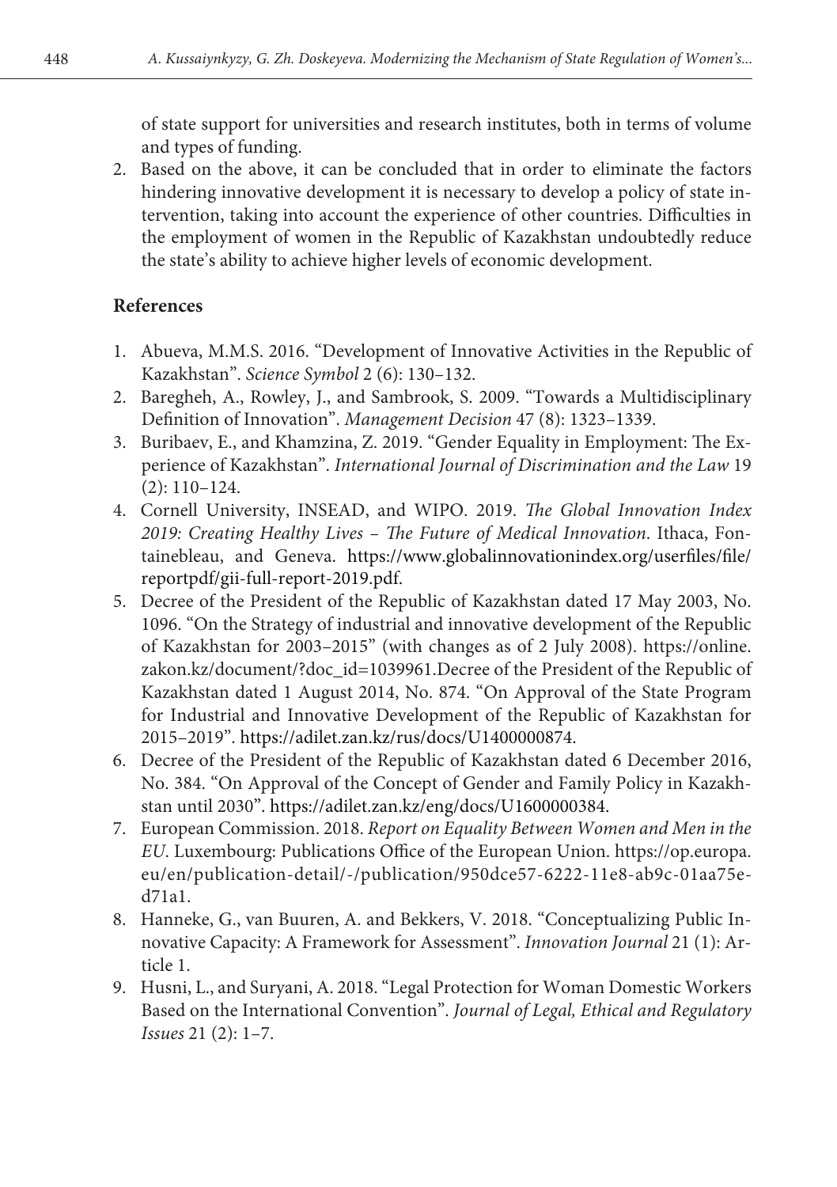of state support for universities and research institutes, both in terms of volume and types of funding.

2. Based on the above, it can be concluded that in order to eliminate the factors hindering innovative development it is necessary to develop a policy of state intervention, taking into account the experience of other countries. Difficulties in the employment of women in the Republic of Kazakhstan undoubtedly reduce the state's ability to achieve higher levels of economic development.

## References

1. Abueva, M.M.S. 2016. "Development of Innovative Activities in the Republic of Kazakhstan". *Science Symbol* 2 (6): 130–132.
2. Baregheh, A., Rowley, J., and Sambrook, S. 2009. "Towards a Multidisciplinary Definition of Innovation". *Management Decision* 47 (8): 1323–1339.
3. Buribaev, E., and Khamzina, Z. 2019. "Gender Equality in Employment: The Experience of Kazakhstan". *International Journal of Discrimination and the Law* 19 (2): 110–124.
4. Cornell University, INSEAD, and WIPO. 2019. *The Global Innovation Index 2019: Creating Healthy Lives – The Future of Medical Innovation*. Ithaca, Fontainebleau, and Geneva. https://www.globalinnovationindex.org/userfiles/file/reportpdf/gii-full-report-2019.pdf.
5. Decree of the President of the Republic of Kazakhstan dated 17 May 2003, No. 1096. "On the Strategy of industrial and innovative development of the Republic of Kazakhstan for 2003–2015" (with changes as of 2 July 2008). https://online.zakon.kz/document/?doc_id=1039961.Decree of the President of the Republic of Kazakhstan dated 1 August 2014, No. 874. "On Approval of the State Program for Industrial and Innovative Development of the Republic of Kazakhstan for 2015–2019". https://adilet.zan.kz/rus/docs/U1400000874.
6. Decree of the President of the Republic of Kazakhstan dated 6 December 2016, No. 384. "On Approval of the Concept of Gender and Family Policy in Kazakhstan until 2030". https://adilet.zan.kz/eng/docs/U1600000384.
7. European Commission. 2018. *Report on Equality Between Women and Men in the EU*. Luxembourg: Publications Office of the European Union. https://op.europa.eu/en/publication-detail/-/publication/950dce57-6222-11e8-ab9c-01aa75ed71a1.
8. Hanneke, G., van Buuren, A. and Bekkers, V. 2018. "Conceptualizing Public Innovative Capacity: A Framework for Assessment". *Innovation Journal* 21 (1): Article 1.
9. Husni, L., and Suryani, A. 2018. "Legal Protection for Woman Domestic Workers Based on the International Convention". *Journal of Legal, Ethical and Regulatory Issues* 21 (2): 1–7.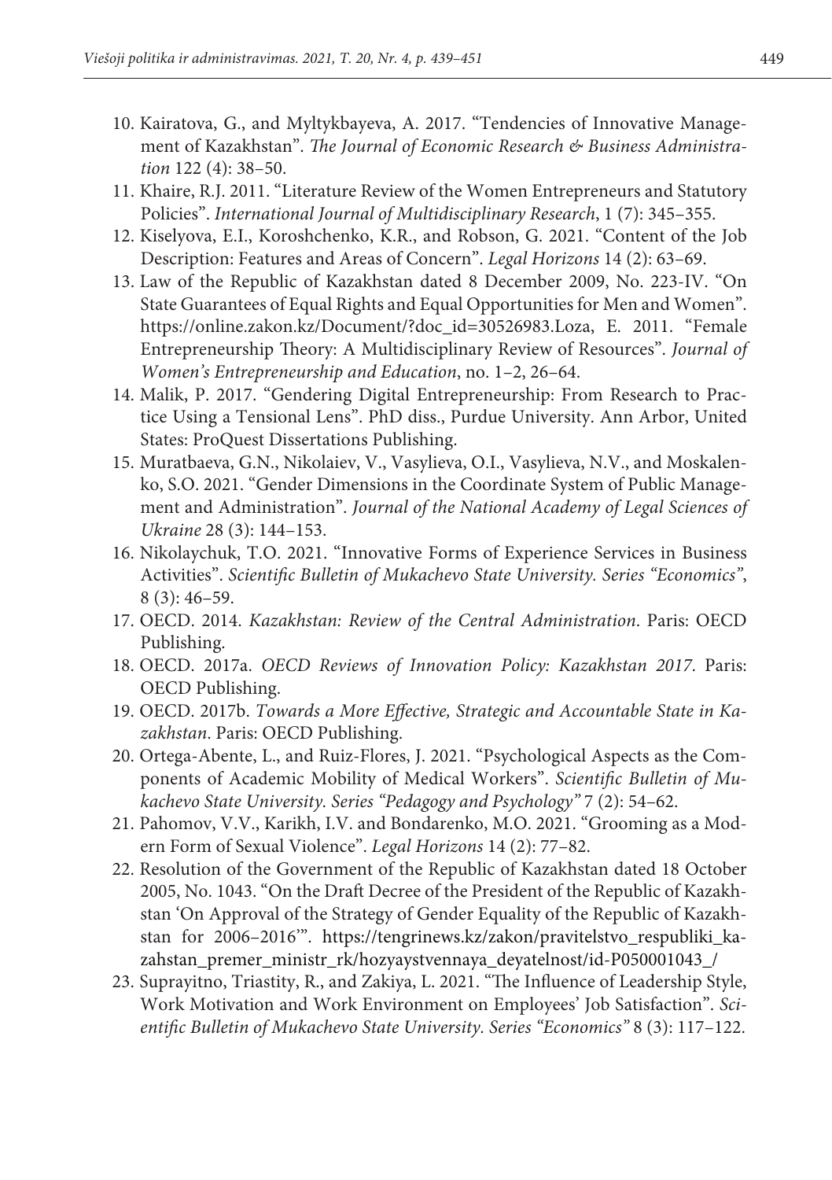10. Kairatova, G., and Myltykbayeva, A. 2017. "Tendencies of Innovative Management of Kazakhstan". *The Journal of Economic Research & Business Administration* 122 (4): 38–50.
11. Khaire, R.J. 2011. "Literature Review of the Women Entrepreneurs and Statutory Policies". *International Journal of Multidisciplinary Research*, 1 (7): 345–355.
12. Kiselyova, E.I., Koroshchenko, K.R., and Robson, G. 2021. "Content of the Job Description: Features and Areas of Concern". *Legal Horizons* 14 (2): 63–69.
13. Law of the Republic of Kazakhstan dated 8 December 2009, No. 223-IV. "On State Guarantees of Equal Rights and Equal Opportunities for Men and Women". https://online.zakon.kz/Document/?doc_id=30526983.Loza, E. 2011. "Female Entrepreneurship Theory: A Multidisciplinary Review of Resources". *Journal of Women's Entrepreneurship and Education*, no. 1–2, 26–64.
14. Malik, P. 2017. "Gendering Digital Entrepreneurship: From Research to Practice Using a Tensional Lens". PhD diss., Purdue University. Ann Arbor, United States: ProQuest Dissertations Publishing.
15. Muratbaeva, G.N., Nikolaiev, V., Vasylieva, O.I., Vasylieva, N.V., and Moskalenko, S.O. 2021. "Gender Dimensions in the Coordinate System of Public Management and Administration". *Journal of the National Academy of Legal Sciences of Ukraine* 28 (3): 144–153.
16. Nikolaychuk, T.O. 2021. "Innovative Forms of Experience Services in Business Activities". *Scientific Bulletin of Mukachevo State University. Series "Economics"*, 8 (3): 46–59.
17. OECD. 2014. *Kazakhstan: Review of the Central Administration*. Paris: OECD Publishing.
18. OECD. 2017a. *OECD Reviews of Innovation Policy: Kazakhstan 2017*. Paris: OECD Publishing.
19. OECD. 2017b. *Towards a More Effective, Strategic and Accountable State in Kazakhstan*. Paris: OECD Publishing.
20. Ortega-Abente, L., and Ruiz-Flores, J. 2021. "Psychological Aspects as the Components of Academic Mobility of Medical Workers". *Scientific Bulletin of Mukachevo State University. Series "Pedagogy and Psychology"* 7 (2): 54–62.
21. Pahomov, V.V., Karikh, I.V. and Bondarenko, M.O. 2021. "Grooming as a Modern Form of Sexual Violence". *Legal Horizons* 14 (2): 77–82.
22. Resolution of the Government of the Republic of Kazakhstan dated 18 October 2005, No. 1043. "On the Draft Decree of the President of the Republic of Kazakhstan 'On Approval of the Strategy of Gender Equality of the Republic of Kazakhstan for 2006–2016'". https://tengrinews.kz/zakon/pravitelstvo_respubliki_kazahstan_premer_ministr_rk/hozyaystvennaya_deyatelnost/id-P050001043_/
23. Suprayitno, Triastity, R., and Zakiya, L. 2021. "The Influence of Leadership Style, Work Motivation and Work Environment on Employees' Job Satisfaction". *Scientific Bulletin of Mukachevo State University. Series "Economics"* 8 (3): 117–122.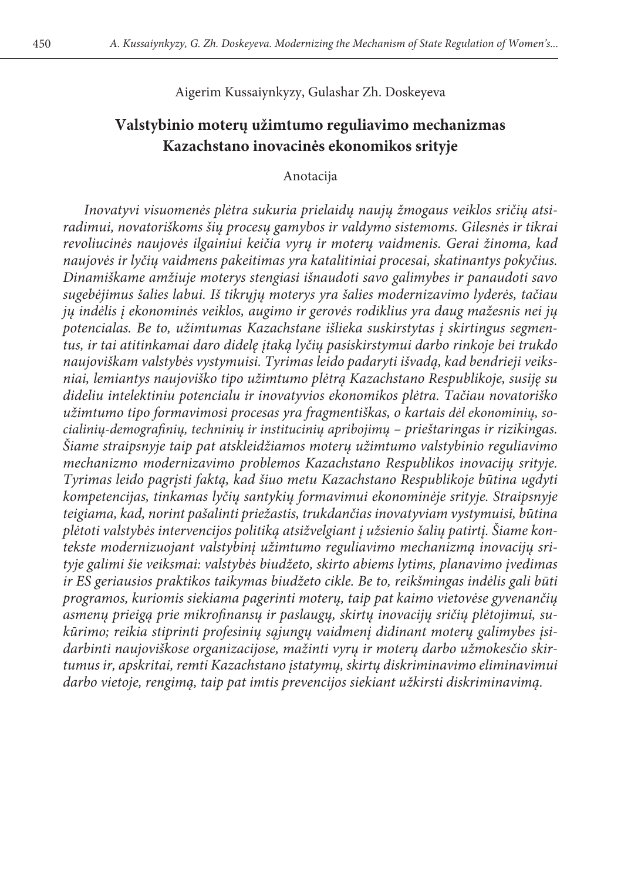Aigerim Kussaiynkyzy, Gulashar Zh. Doskeyeva

## Valstybinio moterų užimtumo reguliavimo mechanizmas Kazachstano inovacinės ekonomikos srityje

Anotacija

*Inovatyvi visuomenės plėtra sukuria prielaidų naujų žmogaus veiklos sričių atsiradimui, novatoriškoms šių procesų gamybos ir valdymo sistemoms. Gilesnės ir tikrai revoliucinės naujovės ilgainiui keičia vyrų ir moterų vaidmenis. Gerai žinoma, kad naujovės ir lyčių vaidmens pakeitimas yra katalitiniai procesai, skatinantys pokyčius. Dinamiškame amžiuje moterys stengiasi išnaudoti savo galimybes ir panaudoti savo sugebėjimus šalies labui. Iš tikrųjų moterys yra šalies modernizavimo lyderės, tačiau jų indėlis į ekonominės veiklos, augimo ir gerovės rodiklius yra daug mažesnis nei jų potencialas. Be to, užimtumas Kazachstane išlieka suskirstytas į skirtingus segmentus, ir tai atitinkamai daro didelę įtaką lyčių pasiskirstymui darbo rinkoje bei trukdo naujoviškam valstybės vystymuisi. Tyrimas leido padaryti išvadą, kad bendrieji veiksniai, lemiantys naujoviško tipo užimtumo plėtrą Kazachstano Respublikoje, susiję su dideliu intelektiniu potencialu ir inovatyvios ekonomikos plėtra. Tačiau novatoriško užimtumo tipo formavimosi procesas yra fragmentiškas, o kartais dėl ekonominių, socialinių-demografinių, techninių ir institucinių apribojimų – prieštaringas ir rizikingas. Šiame straipsnyje taip pat atskleidžiamos moterų užimtumo valstybinio reguliavimo mechanizmo modernizavimo problemos Kazachstano Respublikos inovacijų srityje. Tyrimas leido pagrįsti faktą, kad šiuo metu Kazachstano Respublikoje būtina ugdyti kompetencijas, tinkamas lyčių santykių formavimui ekonominėje srityje. Straipsnyje teigiama, kad, norint pašalinti priežastis, trukdančias inovatyviam vystymuisi, būtina plėtoti valstybės intervencijos politiką atsižvelgiant į užsienio šalių patirtį. Šiame kontekste modernizuojant valstybinį užimtumo reguliavimo mechanizmą inovacijų srityje galimi šie veiksmai: valstybės biudžeto, skirto abiems lytims, planavimo įvedimas ir ES geriausios praktikos taikymas biudžeto cikle. Be to, reikšmingas indėlis gali būti programos, kuriomis siekiama pagerinti moterų, taip pat kaimo vietovėse gyvenančių asmenų prieigą prie mikrofinansų ir paslaugų, skirtų inovacijų sričių plėtojimui, sukūrimo; reikia stiprinti profesinių sąjungų vaidmenį didinant moterų galimybes įsidarbinti naujoviškose organizacijose, mažinti vyrų ir moterų darbo užmokesčio skirtumus ir, apskritai, remti Kazachstano įstatymų, skirtų diskriminavimo eliminavimui darbo vietoje, rengimą, taip pat imtis prevencijos siekiant užkirsti diskriminavimą.*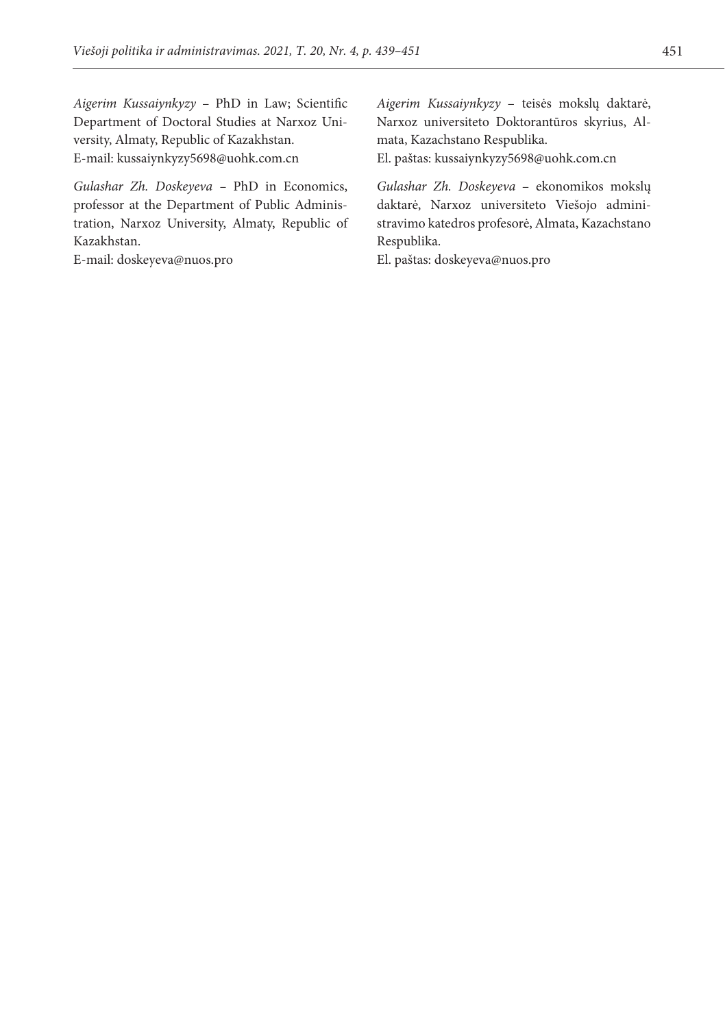*Aigerim Kussaiynkyzy* – PhD in Law; Scientific Department of Doctoral Studies at Narxoz University, Almaty, Republic of Kazakhstan.
E-mail: kussaiynkyzy5698@uohk.com.cn

*Gulashar Zh. Doskeyeva* – PhD in Economics, professor at the Department of Public Administration, Narxoz University, Almaty, Republic of Kazakhstan.
E-mail: doskeyeva@nuos.pro

*Aigerim Kussaiynkyzy* – teisės mokslų daktarė, Narxoz universiteto Doktorantūros skyrius, Almata, Kazachstano Respublika.
El. paštas: kussaiynkyzy5698@uohk.com.cn

*Gulashar Zh. Doskeyeva* – ekonomikos mokslų daktarė, Narxoz universiteto Viešojo administravimo katedros profesorė, Almata, Kazachstano Respublika.
El. paštas: doskeyeva@nuos.pro